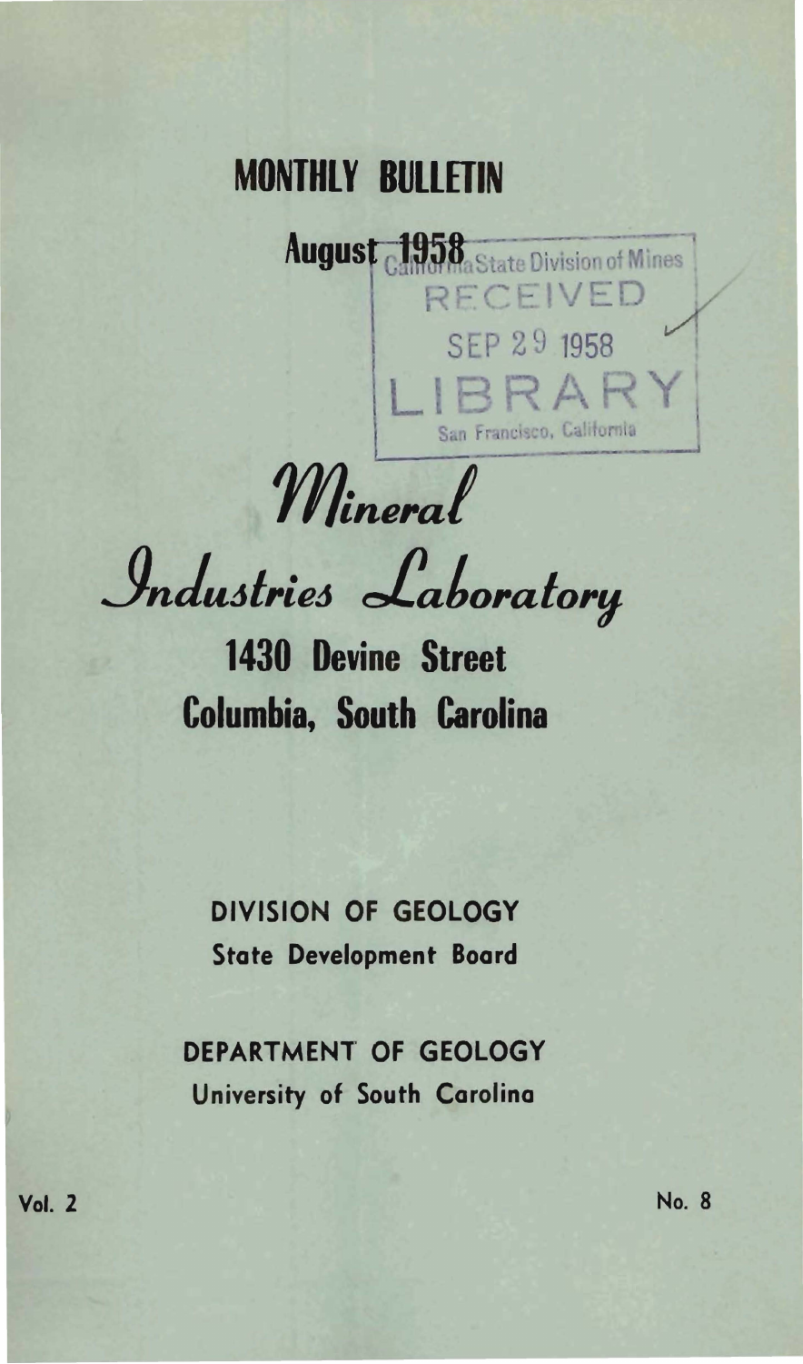# MONTHLY BULLETIN

**August 1958**

California State Division of Mines
RECEIVED
SEP 29 1958
LIBRARY
San Francisco, California

# *Mineral Industries Laboratory*

## 1430 Devine Street
## Columbia, South Carolina

**DIVISION OF GEOLOGY**
**State Development Board**

**DEPARTMENT OF GEOLOGY**
**University of South Carolina**

Vol. 2 No. 8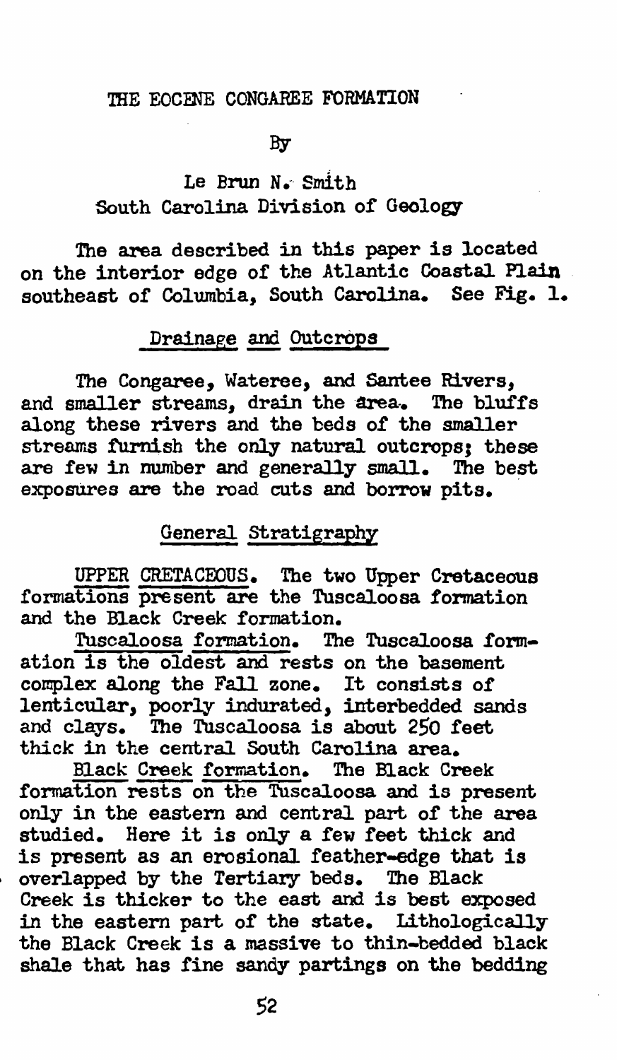# THE EOCENE CONGAREE FORMATION

By

Le Brun N. Smith
South Carolina Division of Geology

The area described in this paper is located on the interior edge of the Atlantic Coastal Plain southeast of Columbia, South Carolina. See Fig. 1.

## Drainage and Outcrops

The Congaree, Wateree, and Santee Rivers, and smaller streams, drain the area. The bluffs along these rivers and the beds of the smaller streams furnish the only natural outcrops; these are few in number and generally small. The best exposures are the road cuts and borrow pits.

## General Stratigraphy

UPPER CRETACEOUS. The two Upper Cretaceous formations present are the Tuscaloosa formation and the Black Creek formation.

Tuscaloosa formation. The Tuscaloosa formation is the oldest and rests on the basement complex along the Fall zone. It consists of lenticular, poorly indurated, interbedded sands and clays. The Tuscaloosa is about 250 feet thick in the central South Carolina area.

Black Creek formation. The Black Creek formation rests on the Tuscaloosa and is present only in the eastern and central part of the area studied. Here it is only a few feet thick and is present as an erosional feather-edge that is overlapped by the Tertiary beds. The Black Creek is thicker to the east and is best exposed in the eastern part of the state. Lithologically the Black Creek is a massive to thin-bedded black shale that has fine sandy partings on the bedding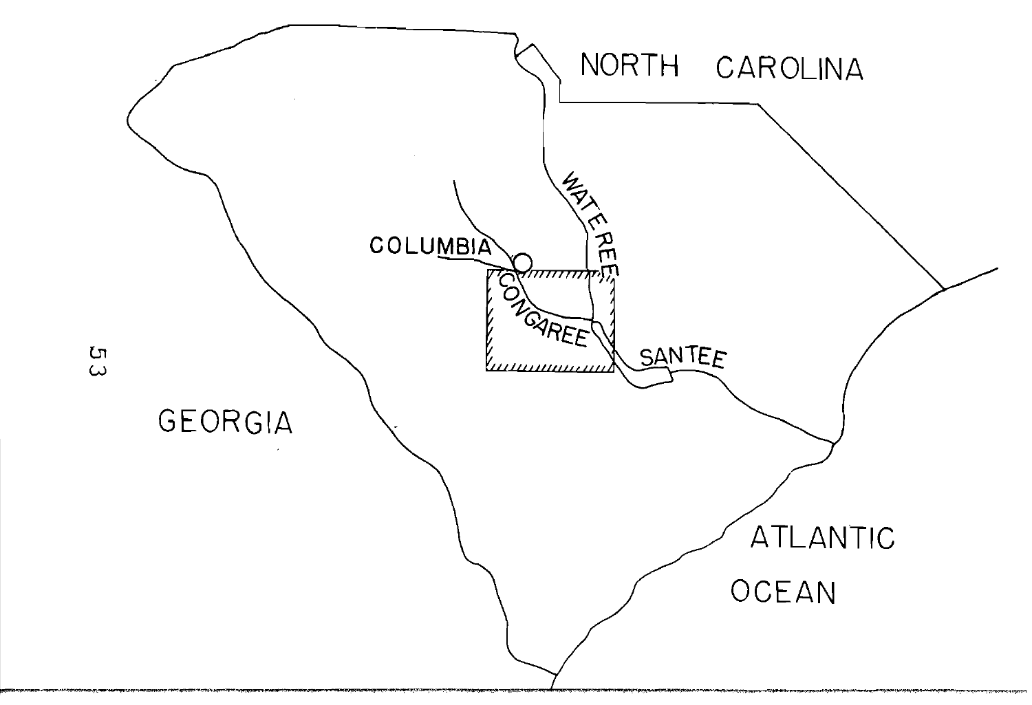NORTH CAROLINA

WATEREE

COLUMBIA

CONGAREE

SANTEE

GEORGIA

ATLANTIC OCEAN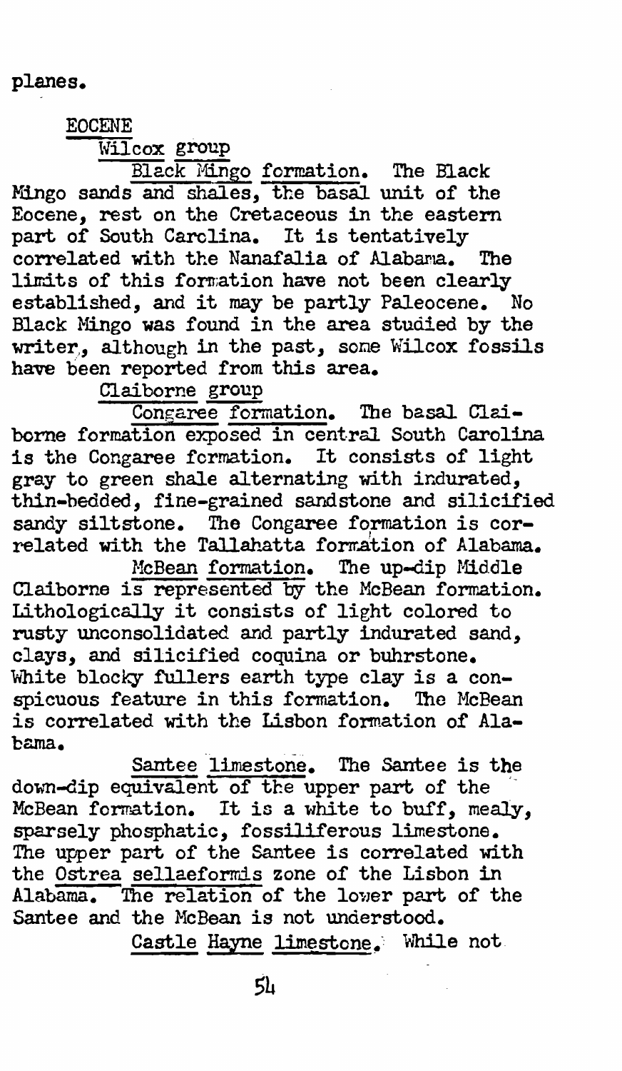planes.

## EOCENE

### Wilcox group

Black Mingo formation. The Black Mingo sands and shales, the basal unit of the Eocene, rest on the Cretaceous in the eastern part of South Carolina. It is tentatively correlated with the Nanafalia of Alabama. The limits of this formation have not been clearly established, and it may be partly Paleocene. No Black Mingo was found in the area studied by the writer, although in the past, some Wilcox fossils have been reported from this area.

### Claiborne group

Congaree formation. The basal Claiborne formation exposed in central South Carolina is the Congaree formation. It consists of light gray to green shale alternating with indurated, thin-bedded, fine-grained sandstone and silicified sandy siltstone. The Congaree formation is correlated with the Tallahatta formation of Alabama.

McBean formation. The up-dip Middle Claiborne is represented by the McBean formation. Lithologically it consists of light colored to rusty unconsolidated and partly indurated sand, clays, and silicified coquina or buhrstone. White blocky fullers earth type clay is a conspicuous feature in this formation. The McBean is correlated with the Lisbon formation of Alabama.

Santee limestone. The Santee is the down-dip equivalent of the upper part of the McBean formation. It is a white to buff, mealy, sparsely phosphatic, fossiliferous limestone. The upper part of the Santee is correlated with the *Ostrea sellaeformis* zone of the Lisbon in Alabama. The relation of the lower part of the Santee and the McBean is not understood.

Castle Hayne limestone. While not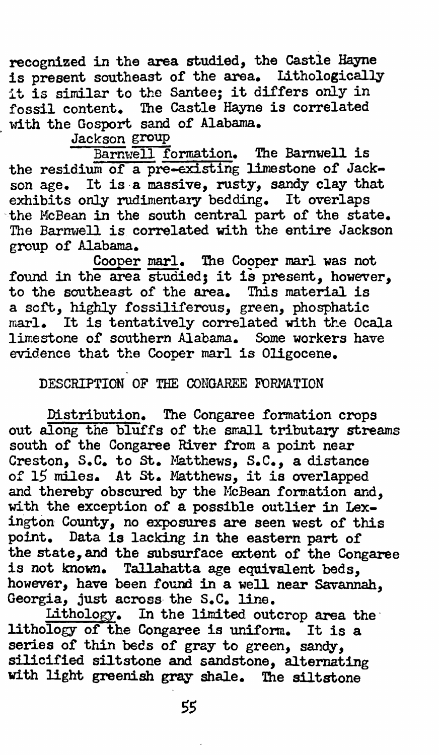recognized in the area studied, the Castle Hayne is present southeast of the area. Lithologically it is similar to the Santee; it differs only in fossil content. The Castle Hayne is correlated with the Gosport sand of Alabama.

Jackson group

Barnwell formation. The Barnwell is the residium of a pre-existing limestone of Jackson age. It is a massive, rusty, sandy clay that exhibits only rudimentary bedding. It overlaps the McBean in the south central part of the state. The Barnwell is correlated with the entire Jackson group of Alabama.

Cooper marl. The Cooper marl was not found in the area studied; it is present, however, to the southeast of the area. This material is a soft, highly fossiliferous, green, phosphatic marl. It is tentatively correlated with the Ocala limestone of southern Alabama. Some workers have evidence that the Cooper marl is Oligocene.

## DESCRIPTION OF THE CONGAREE FORMATION

Distribution. The Congaree formation crops out along the bluffs of the small tributary streams south of the Congaree River from a point near Creston, S.C. to St. Matthews, S.C., a distance of 15 miles. At St. Matthews, it is overlapped and thereby obscured by the McBean formation and, with the exception of a possible outlier in Lexington County, no exposures are seen west of this point. Data is lacking in the eastern part of the state, and the subsurface extent of the Congaree is not known. Tallahatta age equivalent beds, however, have been found in a well near Savannah, Georgia, just across the S.C. line.

Lithology. In the limited outcrop area the lithology of the Congaree is uniform. It is a series of thin beds of gray to green, sandy, silicified siltstone and sandstone, alternating with light greenish gray shale. The siltstone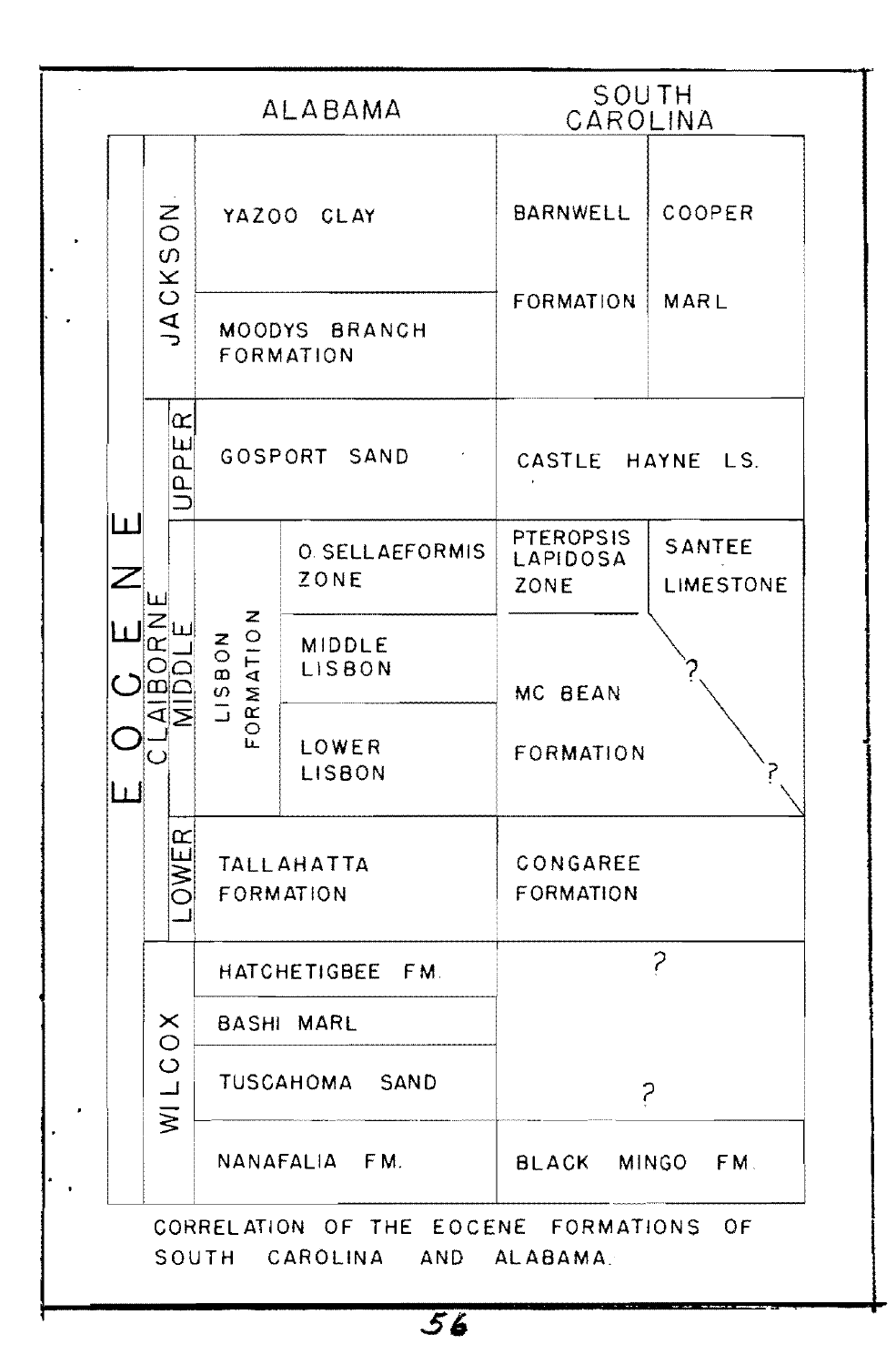| | | | ALABAMA | | SOUTH CAROLINA | |
|---|---|---|---|---|---|---|
| EOCENE | JACKSON | | YAZOO CLAY | | BARNWELL FORMATION | COOPER MARL |
| | | | MOODYS BRANCH FORMATION | | | |
| | CLAIBORNE | UPPER | GOSPORT SAND | | CASTLE HAYNE LS. | |
| | | MIDDLE | LISBON FORMATION | O. SELLAEFORMIS ZONE | PTEROPSIS LAPIDOSA ZONE | SANTEE LIMESTONE |
| | | | | MIDDLE LISBON | MC BEAN FORMATION | ? |
| | | | | LOWER LISBON | | ? |
| | | LOWER | TALLAHATTA FORMATION | | CONGAREE FORMATION | |
| | WILCOX | | HATCHETIGBEE FM. | | ? | |
| | | | BASHI MARL | | | |
| | | | TUSCAHOMA SAND | | ? | |
| | | | NANAFALIA FM. | | BLACK MINGO FM. | |

CORRELATION OF THE EOCENE FORMATIONS OF SOUTH CAROLINA AND ALABAMA.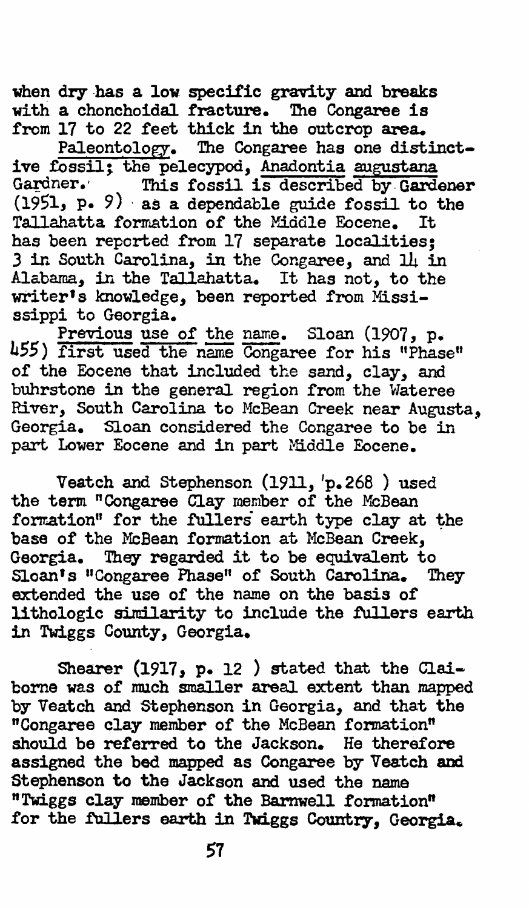when dry has a low specific gravity and breaks with a chonchoidal fracture. The Congaree is from 17 to 22 feet thick in the outcrop area.

Paleontology. The Congaree has one distinctive fossil; the pelecypod, *Anadontia augustana* Gardner. This fossil is described by Gardener (1951, p. 9) as a dependable guide fossil to the Tallahatta formation of the Middle Eocene. It has been reported from 17 separate localities; 3 in South Carolina, in the Congaree, and 14 in Alabama, in the Tallahatta. It has not, to the writer's knowledge, been reported from Mississippi to Georgia.

Previous use of the name. Sloan (1907, p. 455) first used the name Congaree for his "Phase" of the Eocene that included the sand, clay, and buhrstone in the general region from the Wateree River, South Carolina to McBean Creek near Augusta, Georgia. Sloan considered the Congaree to be in part Lower Eocene and in part Middle Eocene.

Veatch and Stephenson (1911, p.268 ) used the term "Congaree Clay member of the McBean formation" for the fullers earth type clay at the base of the McBean formation at McBean Creek, Georgia. They regarded it to be equivalent to Sloan's "Congaree Phase" of South Carolina. They extended the use of the name on the basis of lithologic similarity to include the fullers earth in Twiggs County, Georgia.

Shearer (1917, p. 12 ) stated that the Claiborne was of much smaller areal extent than mapped by Veatch and Stephenson in Georgia, and that the "Congaree clay member of the McBean formation" should be referred to the Jackson. He therefore assigned the bed mapped as Congaree by Veatch and Stephenson to the Jackson and used the name "Twiggs clay member of the Barnwell formation" for the fullers earth in Twiggs Country, Georgia.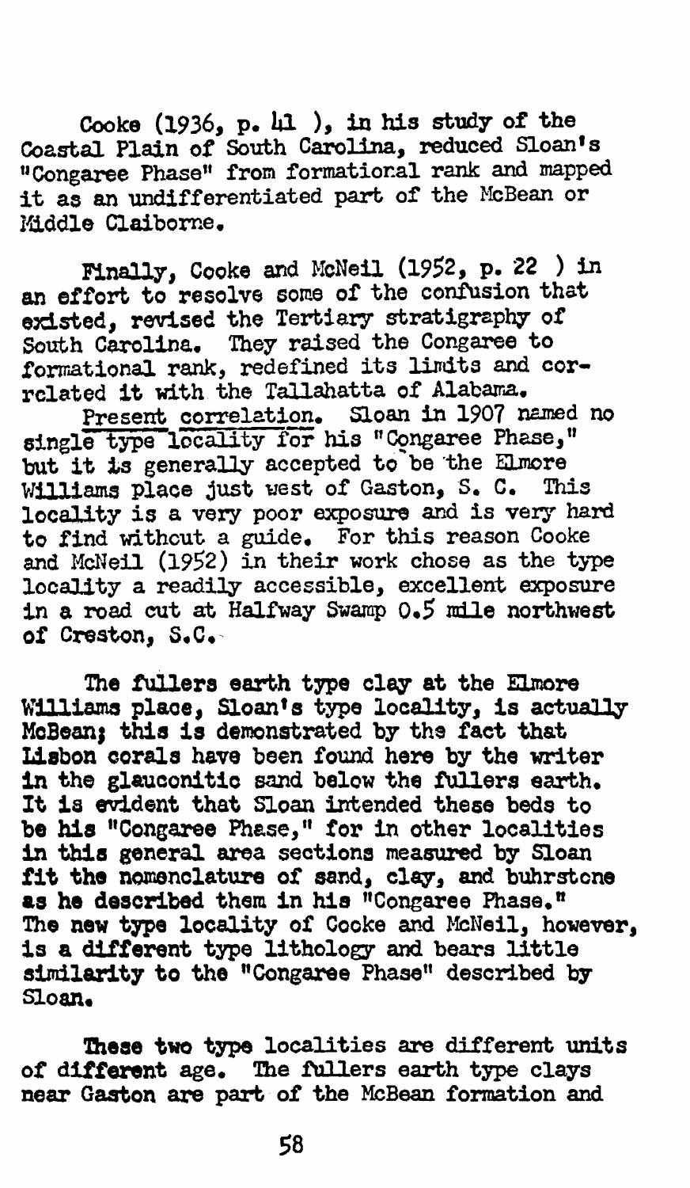Cooke (1936, p. 41 ), in his study of the Coastal Plain of South Carolina, reduced Sloan's "Congaree Phase" from formational rank and mapped it as an undifferentiated part of the McBean or Middle Claiborne.

Finally, Cooke and McNeil (1952, p. 22 ) in an effort to resolve some of the confusion that existed, revised the Tertiary stratigraphy of South Carolina. They raised the Congaree to formational rank, redefined its limits and correlated it with the Tallahatta of Alabama.

Present correlation. Sloan in 1907 named no single type locality for his "Congaree Phase," but it is generally accepted to be the Elmore Williams place just west of Gaston, S. C. This locality is a very poor exposure and is very hard to find without a guide. For this reason Cooke and McNeil (1952) in their work chose as the type locality a readily accessible, excellent exposure in a road cut at Halfway Swamp 0.5 mile northwest of Creston, S.C.

The fullers earth type clay at the Elmore Williams place, Sloan's type locality, is actually McBean; this is demonstrated by the fact that Lisbon corals have been found here by the writer in the glauconitic sand below the fullers earth. It is evident that Sloan intended these beds to be his "Congaree Phase," for in other localities in this general area sections measured by Sloan fit the nomenclature of sand, clay, and buhrstone as he described them in his "Congaree Phase." The new type locality of Cooke and McNeil, however, is a different type lithology and bears little similarity to the "Congaree Phase" described by Sloan.

These two type localities are different units of different age. The fullers earth type clays near Gaston are part of the McBean formation and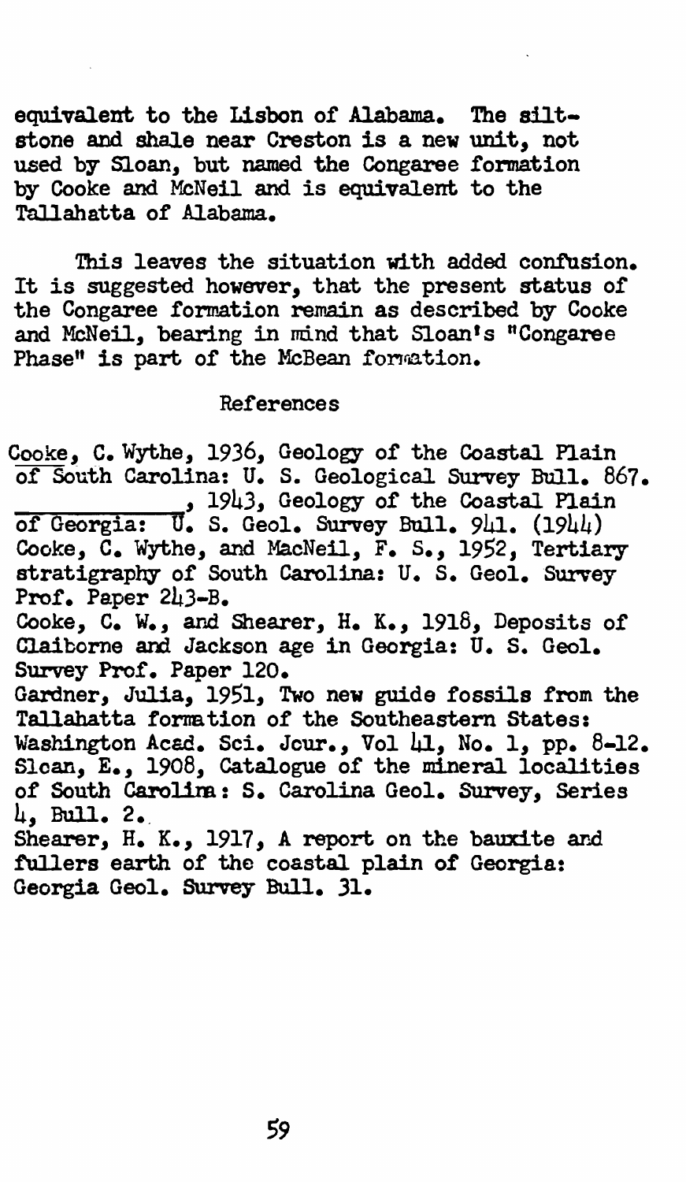equivalent to the Lisbon of Alabama. The siltstone and shale near Creston is a new unit, not used by Sloan, but named the Congaree formation by Cooke and McNeil and is equivalent to the Tallahatta of Alabama.

This leaves the situation with added confusion. It is suggested however, that the present status of the Congaree formation remain as described by Cooke and McNeil, bearing in mind that Sloan's "Congaree Phase" is part of the McBean formation.

## References

Cooke, C. Wythe, 1936, Geology of the Coastal Plain of South Carolina: U. S. Geological Survey Bull. 867.

\_\_\_\_\_\_\_\_\_\_\_\_, 1943, Geology of the Coastal Plain of Georgia: U. S. Geol. Survey Bull. 941. (1944)

Cooke, C. Wythe, and MacNeil, F. S., 1952, Tertiary stratigraphy of South Carolina: U. S. Geol. Survey Prof. Paper 243-B.

Cooke, C. W., and Shearer, H. K., 1918, Deposits of Claiborne and Jackson age in Georgia: U. S. Geol. Survey Prof. Paper 120.

Gardner, Julia, 1951, Two new guide fossils from the Tallahatta formation of the Southeastern States: Washington Acad. Sci. Jour., Vol 41, No. 1, pp. 8-12.

Sloan, E., 1908, Catalogue of the mineral localities of South Carolina: S. Carolina Geol. Survey, Series 4, Bull. 2.

Shearer, H. K., 1917, A report on the bauxite and fullers earth of the coastal plain of Georgia: Georgia Geol. Survey Bull. 31.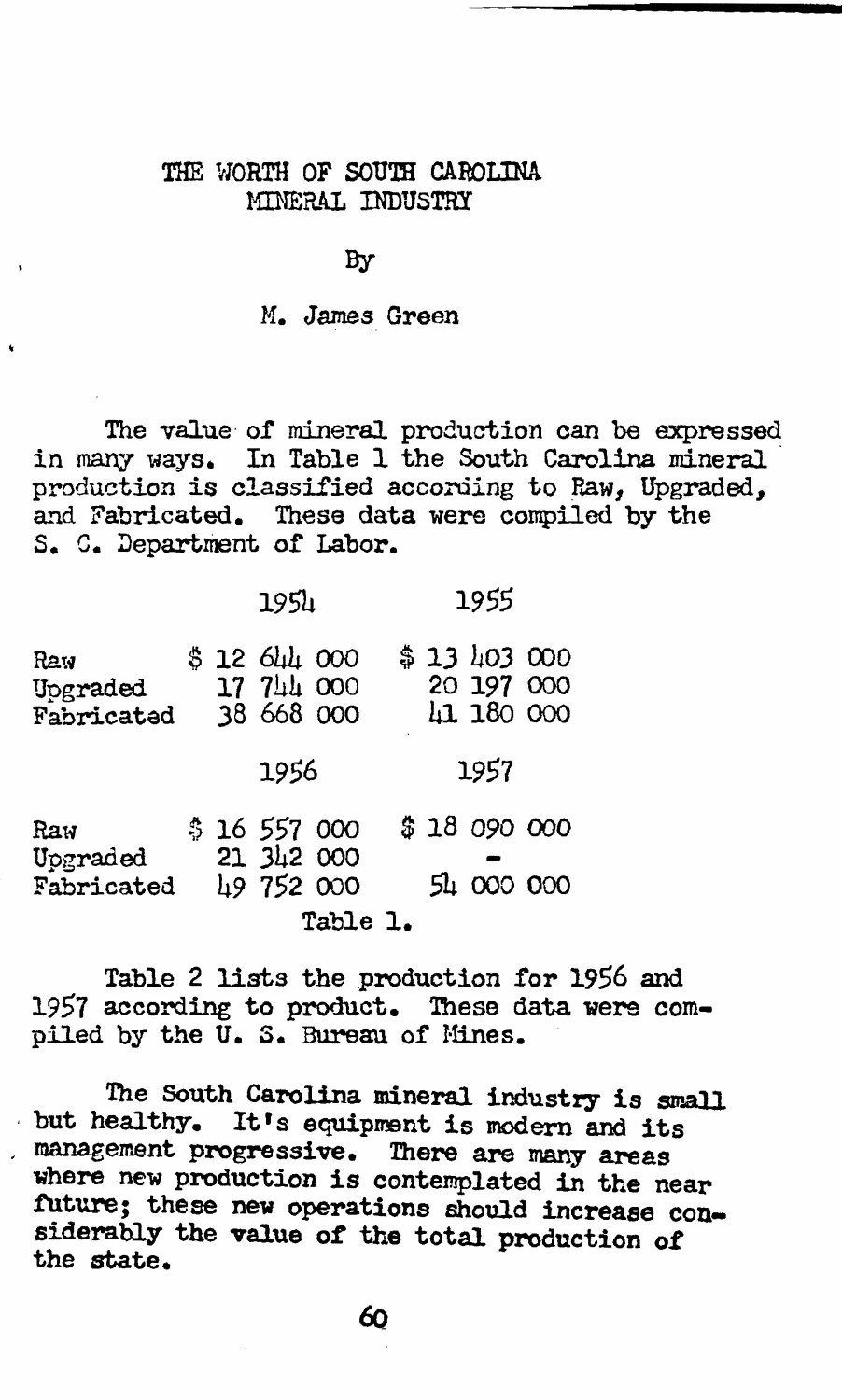# THE WORTH OF SOUTH CAROLINA MINERAL INDUSTRY

By

M. James Green

The value of mineral production can be expressed in many ways. In Table 1 the South Carolina mineral production is classified according to Raw, Upgraded, and Fabricated. These data were compiled by the S. C. Department of Labor.

| | 1954 | 1955 |
|---|---|---|
| Raw | $ 12 644 000 | $ 13 403 000 |
| Upgraded | 17 744 000 | 20 197 000 |
| Fabricated | 38 668 000 | 41 180 000 |

| | 1956 | 1957 |
|---|---|---|
| Raw | $ 16 557 000 | $ 18 090 000 |
| Upgraded | 21 342 000 | - |
| Fabricated | 49 752 000 | 54 000 000 |

Table 1.

Table 2 lists the production for 1956 and 1957 according to product. These data were compiled by the U. S. Bureau of Mines.

The South Carolina mineral industry is small but healthy. It's equipment is modern and its management progressive. There are many areas where new production is contemplated in the near future; these new operations should increase considerably the value of the total production of the state.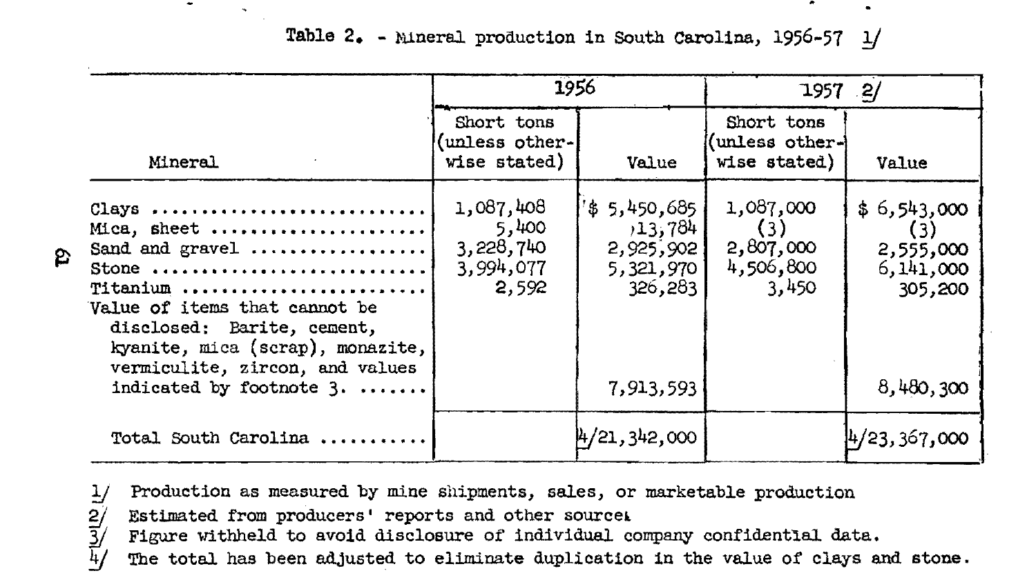Table 2. - Mineral production in South Carolina, 1956-57 1/

| Mineral | 1956 | | 1957 2/ | |
|---|---|---|---|---|
| | Short tons (unless otherwise stated) | Value | Short tons (unless otherwise stated) | Value |
| Clays | 1,087,408 | $ 5,450,685 | 1,087,000 | $ 6,543,000 |
| Mica, sheet | 5,400 | 13,784 | (3) | (3) |
| Sand and gravel | 3,228,740 | 2,925,902 | 2,807,000 | 2,555,000 |
| Stone | 3,994,077 | 5,321,970 | 4,506,800 | 6,141,000 |
| Titanium | 2,592 | 326,283 | 3,450 | 305,200 |
| Value of items that cannot be disclosed: Barite, cement, kyanite, mica (scrap), monazite, vermiculite, zircon, and values indicated by footnote 3. | | 7,913,593 | | 8,480,300 |
| Total South Carolina | | 4/21,342,000 | | 4/23,367,000 |

1/ Production as measured by mine shipments, sales, or marketable production
2/ Estimated from producers' reports and other sources
3/ Figure withheld to avoid disclosure of individual company confidential data.
4/ The total has been adjusted to eliminate duplication in the value of clays and stone.